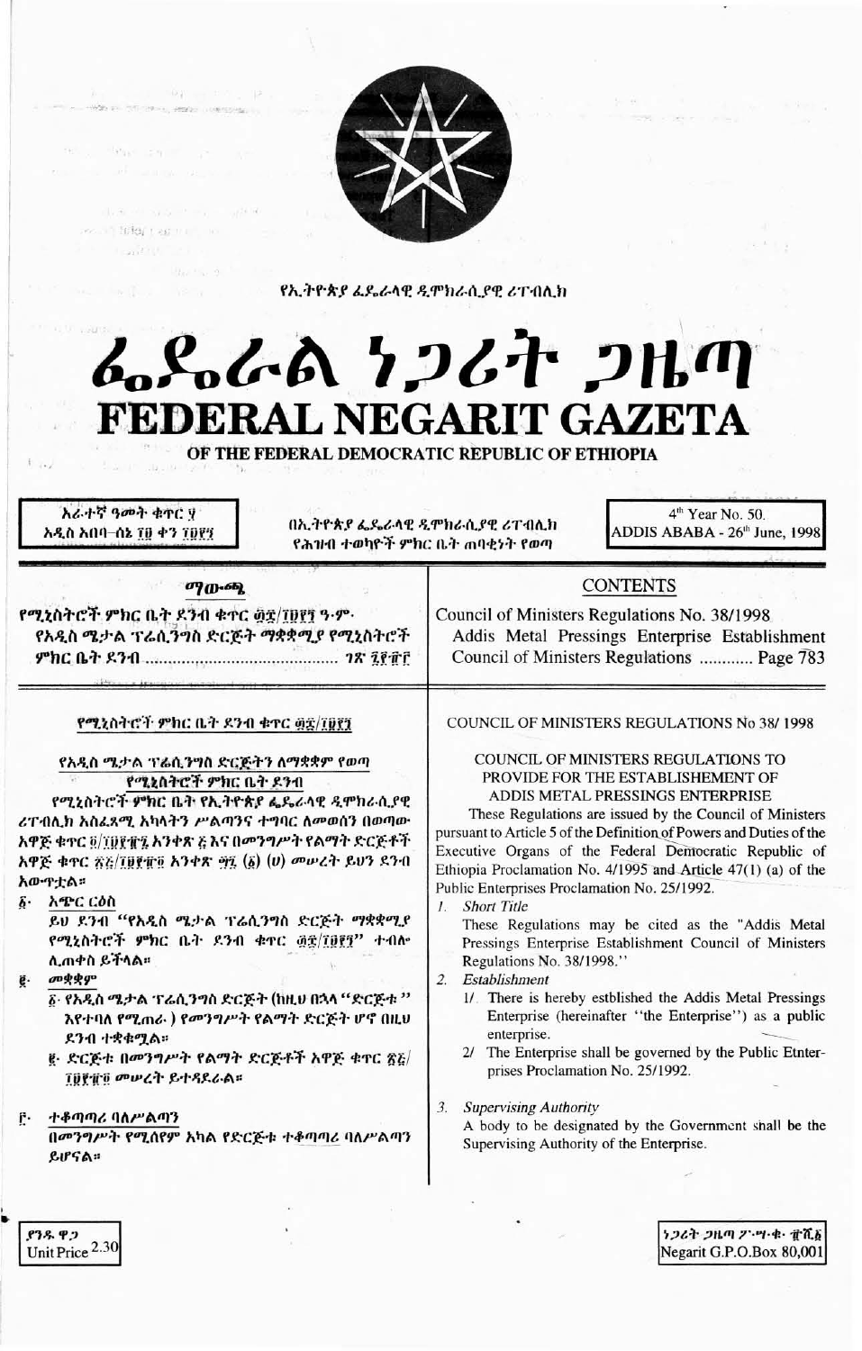የኢትዮጵያ ፌዴራላዊ ዲሞክራሲያዊ ሪፐብሊክ

# ፌዴራል ነጋሪት ጋዜጣ
# FEDERAL NEGARIT GAZETA
## OF THE FEDERAL DEMOCRATIC REPUBLIC OF ETHIOPIA

አራተኛ ዓመት ቁጥር ፶
አዲስ አበባ–ሰኔ ፲፱ ቀን ፲፱፻፺

በኢትዮጵያ ፌዴራላዊ ዲሞክራሲያዊ ሪፐብሊክ የሕዝብ ተወካዮች ምክር ቤት ጠባቂነት የወጣ

4th Year No. 50.
ADDIS ABABA - 26th June, 1998

## ማውጫ

የሚኒስትሮች ምክር ቤት ደንብ ቁጥር ፴፰/፲፱፻፺ ዓ.ም.
የአዲስ ሜታል ፕሬሲንግስ ድርጅት ማቋቋሚያ የሚኒስትሮች ምክር ቤት ደንብ ........................................ ገጽ ፯፻፹፫

## CONTENTS

Council of Ministers Regulations No. 38/1998
Addis Metal Pressings Enterprise Establishment Council of Ministers Regulations ............ Page 783

### የሚኒስትሮች ምክር ቤት ደንብ ቁጥር ፴፰/፲፱፻፺

### የአዲስ ሜታል ፕሬሲንግስ ድርጅትን ለማቋቋም የወጣ የሚኒስትሮች ምክር ቤት ደንብ

የሚኒስትሮች ምክር ቤት የኢትዮጵያ ፌዴራላዊ ዲሞክራሲያዊ ሪፐብሊክ አስፈጻሚ አካላትን ሥልጣንና ተግባር ለመወሰን በወጣው አዋጅ ቁጥር ፬/፲፱፻፹፯ አንቀጽ ፭ እና በመንግሥት የልማት ድርጅቶች አዋጅ ቁጥር ፳፭/፲፱፻፹፬ አንቀጽ ፵፯ (፩) (ሀ) መሠረት ይህን ደንብ አውጥቷል።

፩· አጭር ርዕስ

ይህ ደንብ "የአዲስ ሜታል ፕሬሲንግስ ድርጅት ማቋቋሚያ የሚኒስትሮች ምክር ቤት ደንብ ቁጥር ፴፰/፲፱፻፺" ተብሎ ሊጠቀስ ይችላል።

፪· መቋቋም

፩· የአዲስ ሜታል ፕሬሲንግስ ድርጅት (ከዚህ በኋላ "ድርጅቱ" እየተባለ የሚጠራ) የመንግሥት የልማት ድርጅት ሆኖ በዚህ ደንብ ተቋቁሟል።

፪· ድርጅቱ በመንግሥት የልማት ድርጅቶች አዋጅ ቁጥር ፳፭/፲፱፻፹፬ መሠረት ይተዳደራል።

፫· ተቆጣጣሪ ባለሥልጣን

በመንግሥት የሚሰየም አካል የድርጅቱ ተቆጣጣሪ ባለሥልጣን ይሆናል።

### COUNCIL OF MINISTERS REGULATIONS No 38/ 1998

### COUNCIL OF MINISTERS REGULATIONS TO PROVIDE FOR THE ESTABLISHEMENT OF ADDIS METAL PRESSINGS ENTERPRISE

These Regulations are issued by the Council of Ministers pursuant to Article 5 of the Definition of Powers and Duties of the Executive Organs of the Federal Democratic Republic of Ethiopia Proclamation No. 4/1995 and Article 47(1) (a) of the Public Enterprises Proclamation No. 25/1992.

1. *Short Title*

These Regulations may be cited as the "Addis Metal Pressings Enterprise Establishment Council of Ministers Regulations No. 38/1998."

2. *Establishment*

1/ There is hereby estblished the Addis Metal Pressings Enterprise (hereinafter "the Enterprise") as a public enterprise.

2/ The Enterprise shall be governed by the Public Etnterprises Proclamation No. 25/1992.

3. *Supervising Authority*

A body to be designated by the Government shall be the Supervising Authority of the Enterprise.

ያንዱ ዋጋ
Unit Price 2.30

ነጋሪት ጋዜጣ ፖ·ሣ·ቁ· ፹ሺ፩
Negarit G.P.O.Box 80,001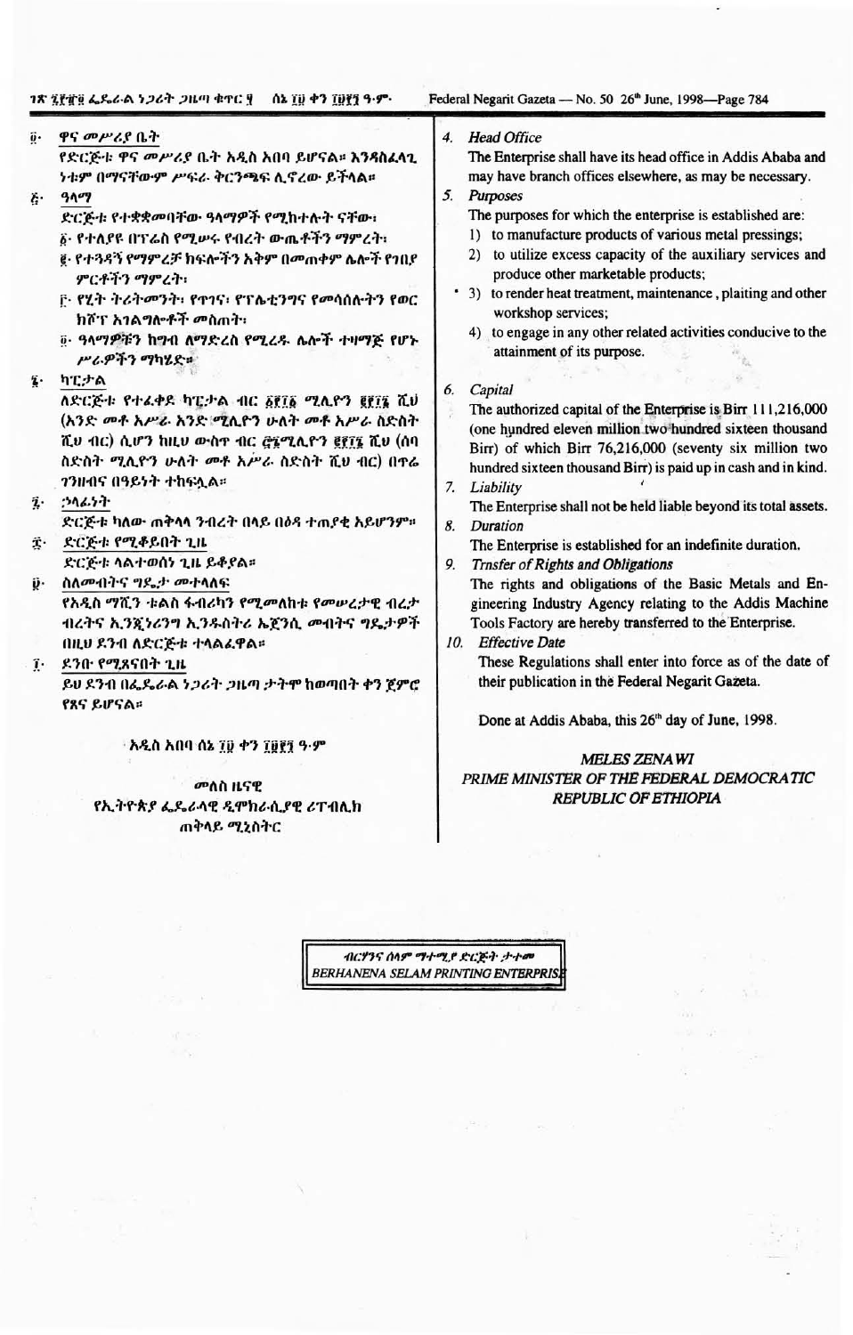፬· ዋና መሥሪያ ቤት

የድርጅቱ ዋና መሥሪያ ቤት አዲስ አበባ ይሆናል። እንዳስፈላጊነቱም በማናቸውም ሥፍራ ቅርንጫፍ ሊኖረው ይችላል።

፭· ዓላማ

ድርጅቱ የተቋቋመባቸው ዓላማዎች የሚከተሉት ናቸው፥

፩· የተለያዩ በፕሬስ የሚሠሩ የብረት ውጤቶችን ማምረት፥

፪· የተጓዳኝ የማምረቻ ክፍሎችን አቅም በመጠቀም ሌሎች የገበያ ምርቶችን ማምረት፥

፫· የሂት ትሪትመንት፥ የጥገና፥ የፕሌቲንግና የመሳሰሉትን የወርክሾፕ አገልግሎቶች መስጠት፥

፬· ዓላማዎቹን ከግብ ለማድረስ የሚረዱ ሌሎች ተዛማጅ የሆኑ ሥራዎችን ማካሄድ።

፮· ካፒታል

ለድርጅቱ የተፈቀደ ካፒታል ብር ፩፻፲፩ ሚሊዮን ፪፻፲፮ ሺህ (አንድ መቶ አሥራ አንድ ሚሊዮን ሁለት መቶ አሥራ ስድስት ሺህ ብር) ሲሆን ከዚህ ውስጥ ብር ፸፮ሚሊዮን ፪፻፲፮ ሺህ (ሰባ ስድስት ሚሊዮን ሁለት መቶ አሥራ ስድስት ሺህ ብር) በጥሬ ገንዘብና በዓይነት ተከፍሏል።

፯· ኃላፊነት

ድርጅቱ ካለው ጠቅላላ ንብረት በላይ በዕዳ ተጠያቂ አይሆንም።

፰· ድርጅቱ የሚቆይበት ጊዜ

ድርጅቱ ላልተወሰነ ጊዜ ይቆያል።

፱· ስለመብትና ግዴታ መተላለፍ

የአዲስ ማሺን ቱልስ ፋብሪካን የሚመለከቱ የመሠረታዊ ብረታ ብረትና ኢንጂነሪንግ ኢንዱስትሪ ኤጀንሲ መብትና ግዴታዎች በዚህ ደንብ ለድርጅቱ ተላልፈዋል።

፲· ደንቡ የሚጸናበት ጊዜ

ይህ ደንብ በፌዴራል ነጋሪት ጋዜጣ ታትሞ ከወጣበት ቀን ጀምሮ የጸና ይሆናል።

አዲስ አበባ ሰኔ ፲፱ ቀን ፲፱፻፺ ዓ·ም

መለስ ዜናዊ

የኢትዮጵያ ፌዴራላዊ ዲሞክራሲያዊ ሪፐብሊክ ጠቅላይ ሚኒስትር

4. *Head Office*

The Enterprise shall have its head office in Addis Ababa and may have branch offices elsewhere, as may be necessary.

5. *Purposes*

The purposes for which the enterprise is established are:

1) to manufacture products of various metal pressings;
2) to utilize excess capacity of the auxiliary services and produce other marketable products;
3) to render heat treatment, maintenance, plaiting and other workshop services;
4) to engage in any other related activities conducive to the attainment of its purpose.

6. *Capital*

The authorized capital of the Enterprise is Birr 111,216,000 (one hundred eleven million two hundred sixteen thousand Birr) of which Birr 76,216,000 (seventy six million two hundred sixteen thousand Birr) is paid up in cash and in kind.

7. *Liability*

The Enterprise shall not be held liable beyond its total assets.

8. *Duration*

The Enterprise is established for an indefinite duration.

9. *Trnsfer of Rights and Obligations*

The rights and obligations of the Basic Metals and Engineering Industry Agency relating to the Addis Machine Tools Factory are hereby transferred to the Enterprise.

10. *Effective Date*

These Regulations shall enter into force as of the date of their publication in the Federal Negarit Gazeta.

Done at Addis Ababa, this 26th day of June, 1998.

*MELES ZENAWI*

*PRIME MINISTER OF THE FEDERAL DEMOCRATIC REPUBLIC OF ETHIOPIA*

ብርሃንና ሰላም ማተሚያ ድርጅት ታተመ
BERHANENA SELAM PRINTING ENTERPRISE